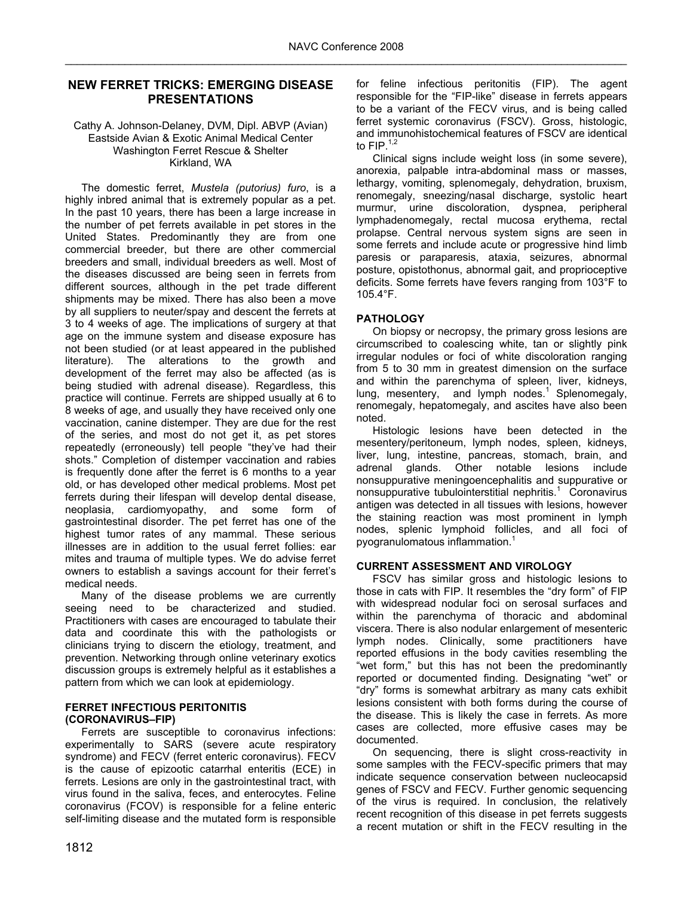# NEW FERRET TRICKS: EMERGING DISEASE PRESENTATIONS

Cathy A. Johnson-Delaney, DVM, Dipl. ABVP (Avian)
Eastside Avian & Exotic Animal Medical Center
Washington Ferret Rescue & Shelter
Kirkland, WA

The domestic ferret, *Mustela (putorius) furo*, is a highly inbred animal that is extremely popular as a pet. In the past 10 years, there has been a large increase in the number of pet ferrets available in pet stores in the United States. Predominantly they are from one commercial breeder, but there are other commercial breeders and small, individual breeders as well. Most of the diseases discussed are being seen in ferrets from different sources, although in the pet trade different shipments may be mixed. There has also been a move by all suppliers to neuter/spay and descent the ferrets at 3 to 4 weeks of age. The implications of surgery at that age on the immune system and disease exposure has not been studied (or at least appeared in the published literature). The alterations to the growth and development of the ferret may also be affected (as is being studied with adrenal disease). Regardless, this practice will continue. Ferrets are shipped usually at 6 to 8 weeks of age, and usually they have received only one vaccination, canine distemper. They are due for the rest of the series, and most do not get it, as pet stores repeatedly (erroneously) tell people "they've had their shots." Completion of distemper vaccination and rabies is frequently done after the ferret is 6 months to a year old, or has developed other medical problems. Most pet ferrets during their lifespan will develop dental disease, neoplasia, cardiomyopathy, and some form of gastrointestinal disorder. The pet ferret has one of the highest tumor rates of any mammal. These serious illnesses are in addition to the usual ferret follies: ear mites and trauma of multiple types. We do advise ferret owners to establish a savings account for their ferret's medical needs.

Many of the disease problems we are currently seeing need to be characterized and studied. Practitioners with cases are encouraged to tabulate their data and coordinate this with the pathologists or clinicians trying to discern the etiology, treatment, and prevention. Networking through online veterinary exotics discussion groups is extremely helpful as it establishes a pattern from which we can look at epidemiology.

## FERRET INFECTIOUS PERITONITIS (CORONAVIRUS–FIP)

Ferrets are susceptible to coronavirus infections: experimentally to SARS (severe acute respiratory syndrome) and FECV (ferret enteric coronavirus). FECV is the cause of epizootic catarrhal enteritis (ECE) in ferrets. Lesions are only in the gastrointestinal tract, with virus found in the saliva, feces, and enterocytes. Feline coronavirus (FCOV) is responsible for a feline enteric self-limiting disease and the mutated form is responsible for feline infectious peritonitis (FIP). The agent responsible for the "FIP-like" disease in ferrets appears to be a variant of the FECV virus, and is being called ferret systemic coronavirus (FSCV). Gross, histologic, and immunohistochemical features of FSCV are identical to FIP.[1,2]

Clinical signs include weight loss (in some severe), anorexia, palpable intra-abdominal mass or masses, lethargy, vomiting, splenomegaly, dehydration, bruxism, renomegaly, sneezing/nasal discharge, systolic heart murmur, urine discoloration, dyspnea, peripheral lymphadenomegaly, rectal mucosa erythema, rectal prolapse. Central nervous system signs are seen in some ferrets and include acute or progressive hind limb paresis or paraparesis, ataxia, seizures, abnormal posture, opisthotonus, abnormal gait, and proprioceptive deficits. Some ferrets have fevers ranging from 103°F to 105.4°F.

## PATHOLOGY

On biopsy or necropsy, the primary gross lesions are circumscribed to coalescing white, tan or slightly pink irregular nodules or foci of white discoloration ranging from 5 to 30 mm in greatest dimension on the surface and within the parenchyma of spleen, liver, kidneys, lung, mesentery, and lymph nodes.[1] Splenomegaly, renomegaly, hepatomegaly, and ascites have also been noted.

Histologic lesions have been detected in the mesentery/peritoneum, lymph nodes, spleen, kidneys, liver, lung, intestine, pancreas, stomach, brain, and adrenal glands. Other notable lesions include nonsuppurative meningoencephalitis and suppurative or nonsuppurative tubulointerstitial nephritis.[1] Coronavirus antigen was detected in all tissues with lesions, however the staining reaction was most prominent in lymph nodes, splenic lymphoid follicles, and all foci of pyogranulomatous inflammation.[1]

## CURRENT ASSESSMENT AND VIROLOGY

FSCV has similar gross and histologic lesions to those in cats with FIP. It resembles the "dry form" of FIP with widespread nodular foci on serosal surfaces and within the parenchyma of thoracic and abdominal viscera. There is also nodular enlargement of mesenteric lymph nodes. Clinically, some practitioners have reported effusions in the body cavities resembling the "wet form," but this has not been the predominantly reported or documented finding. Designating "wet" or "dry" forms is somewhat arbitrary as many cats exhibit lesions consistent with both forms during the course of the disease. This is likely the case in ferrets. As more cases are collected, more effusive cases may be documented.

On sequencing, there is slight cross-reactivity in some samples with the FECV-specific primers that may indicate sequence conservation between nucleocapsid genes of FSCV and FECV. Further genomic sequencing of the virus is required. In conclusion, the relatively recent recognition of this disease in pet ferrets suggests a recent mutation or shift in the FECV resulting in the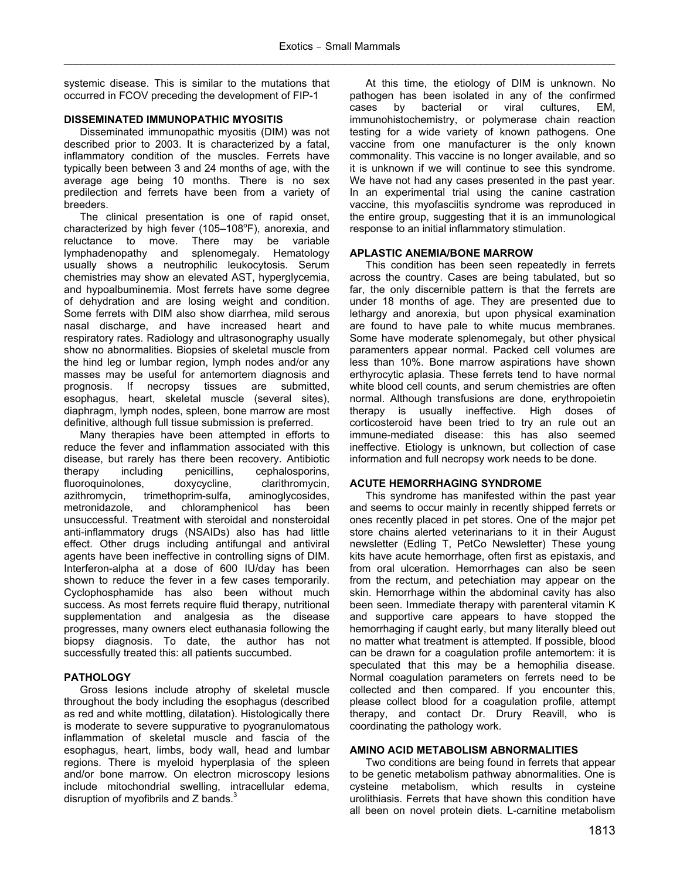systemic disease. This is similar to the mutations that occurred in FCOV preceding the development of FIP-1

## DISSEMINATED IMMUNOPATHIC MYOSITIS

Disseminated immunopathic myositis (DIM) was not described prior to 2003. It is characterized by a fatal, inflammatory condition of the muscles. Ferrets have typically been between 3 and 24 months of age, with the average age being 10 months. There is no sex predilection and ferrets have been from a variety of breeders.

The clinical presentation is one of rapid onset, characterized by high fever (105–108°F), anorexia, and reluctance to move. There may be variable lymphadenopathy and splenomegaly. Hematology usually shows a neutrophilic leukocytosis. Serum chemistries may show an elevated AST, hyperglycemia, and hypoalbuminemia. Most ferrets have some degree of dehydration and are losing weight and condition. Some ferrets with DIM also show diarrhea, mild serous nasal discharge, and have increased heart and respiratory rates. Radiology and ultrasonography usually show no abnormalities. Biopsies of skeletal muscle from the hind leg or lumbar region, lymph nodes and/or any masses may be useful for antemortem diagnosis and prognosis. If necropsy tissues are submitted, esophagus, heart, skeletal muscle (several sites), diaphragm, lymph nodes, spleen, bone marrow are most definitive, although full tissue submission is preferred.

Many therapies have been attempted in efforts to reduce the fever and inflammation associated with this disease, but rarely has there been recovery. Antibiotic therapy including penicillins, cephalosporins, fluoroquinolones, doxycycline, clarithromycin, azithromycin, trimethoprim-sulfa, aminoglycosides, metronidazole, and chloramphenicol has been unsuccessful. Treatment with steroidal and nonsteroidal anti-inflammatory drugs (NSAIDs) also has had little effect. Other drugs including antifungal and antiviral agents have been ineffective in controlling signs of DIM. Interferon-alpha at a dose of 600 IU/day has been shown to reduce the fever in a few cases temporarily. Cyclophosphamide has also been without much success. As most ferrets require fluid therapy, nutritional supplementation and analgesia as the disease progresses, many owners elect euthanasia following the biopsy diagnosis. To date, the author has not successfully treated this: all patients succumbed.

## PATHOLOGY

Gross lesions include atrophy of skeletal muscle throughout the body including the esophagus (described as red and white mottling, dilatation). Histologically there is moderate to severe suppurative to pyogranulomatous inflammation of skeletal muscle and fascia of the esophagus, heart, limbs, body wall, head and lumbar regions. There is myeloid hyperplasia of the spleen and/or bone marrow. On electron microscopy lesions include mitochondrial swelling, intracellular edema, disruption of myofibrils and Z bands.[3]

At this time, the etiology of DIM is unknown. No pathogen has been isolated in any of the confirmed cases by bacterial or viral cultures, EM, immunohistochemistry, or polymerase chain reaction testing for a wide variety of known pathogens. One vaccine from one manufacturer is the only known commonality. This vaccine is no longer available, and so it is unknown if we will continue to see this syndrome. We have not had any cases presented in the past year. In an experimental trial using the canine castration vaccine, this myofasciitis syndrome was reproduced in the entire group, suggesting that it is an immunological response to an initial inflammatory stimulation.

## APLASTIC ANEMIA/BONE MARROW

This condition has been seen repeatedly in ferrets across the country. Cases are being tabulated, but so far, the only discernible pattern is that the ferrets are under 18 months of age. They are presented due to lethargy and anorexia, but upon physical examination are found to have pale to white mucus membranes. Some have moderate splenomegaly, but other physical paramenters appear normal. Packed cell volumes are less than 10%. Bone marrow aspirations have shown erthyrocytic aplasia. These ferrets tend to have normal white blood cell counts, and serum chemistries are often normal. Although transfusions are done, erythropoietin therapy is usually ineffective. High doses of corticosteroid have been tried to try an rule out an immune-mediated disease: this has also seemed ineffective. Etiology is unknown, but collection of case information and full necropsy work needs to be done.

## ACUTE HEMORRHAGING SYNDROME

This syndrome has manifested within the past year and seems to occur mainly in recently shipped ferrets or ones recently placed in pet stores. One of the major pet store chains alerted veterinarians to it in their August newsletter (Edling T, PetCo Newsletter) These young kits have acute hemorrhage, often first as epistaxis, and from oral ulceration. Hemorrhages can also be seen from the rectum, and petechiation may appear on the skin. Hemorrhage within the abdominal cavity has also been seen. Immediate therapy with parenteral vitamin K and supportive care appears to have stopped the hemorrhaging if caught early, but many literally bleed out no matter what treatment is attempted. If possible, blood can be drawn for a coagulation profile antemortem: it is speculated that this may be a hemophilia disease. Normal coagulation parameters on ferrets need to be collected and then compared. If you encounter this, please collect blood for a coagulation profile, attempt therapy, and contact Dr. Drury Reavill, who is coordinating the pathology work.

## AMINO ACID METABOLISM ABNORMALITIES

Two conditions are being found in ferrets that appear to be genetic metabolism pathway abnormalities. One is cysteine metabolism, which results in cysteine urolithiasis. Ferrets that have shown this condition have all been on novel protein diets. L-carnitine metabolism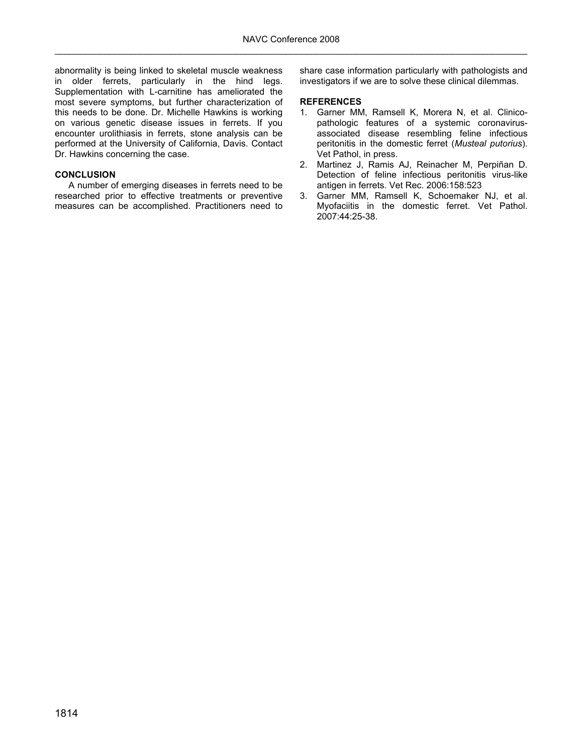abnormality is being linked to skeletal muscle weakness in older ferrets, particularly in the hind legs. Supplementation with L-carnitine has ameliorated the most severe symptoms, but further characterization of this needs to be done. Dr. Michelle Hawkins is working on various genetic disease issues in ferrets. If you encounter urolithiasis in ferrets, stone analysis can be performed at the University of California, Davis. Contact Dr. Hawkins concerning the case.

**CONCLUSION**

A number of emerging diseases in ferrets need to be researched prior to effective treatments or preventive measures can be accomplished. Practitioners need to share case information particularly with pathologists and investigators if we are to solve these clinical dilemmas.

**REFERENCES**

1. Garner MM, Ramsell K, Morera N, et al. Clinicopathologic features of a systemic coronavirus-associated disease resembling feline infectious peritonitis in the domestic ferret (*Musteal putorius*). Vet Pathol, in press.
2. Martinez J, Ramis AJ, Reinacher M, Perpiñan D. Detection of feline infectious peritonitis virus-like antigen in ferrets. Vet Rec. 2006:158:523
3. Garner MM, Ramsell K, Schoemaker NJ, et al. Myofaciitis in the domestic ferret. Vet Pathol. 2007:44:25-38.